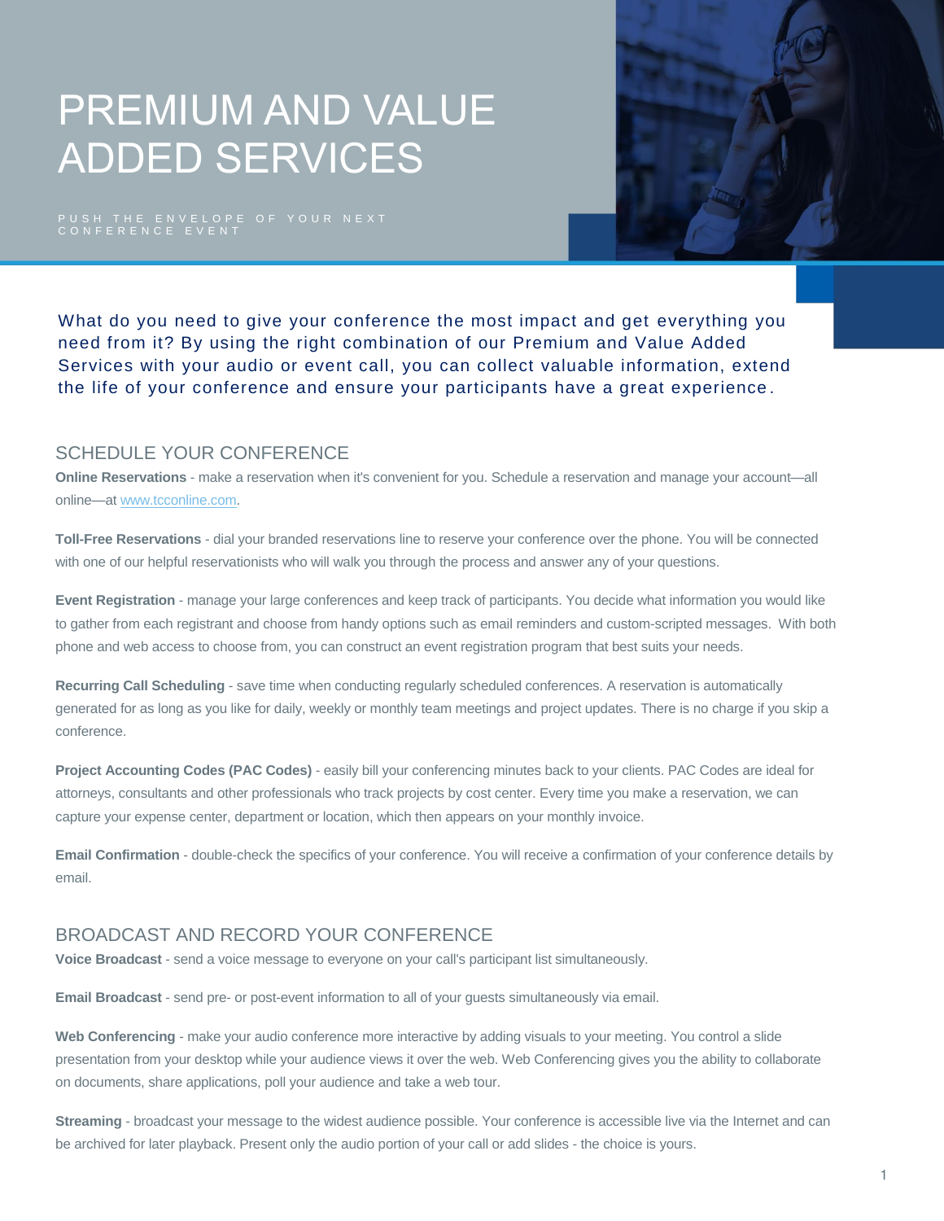# PREMIUM AND VALUE ADDED SERVICES

PUSH THE ENVELOPE OF YOUR NEXT CONFERENCE EVENT

What do you need to give your conference the most impact and get everything you need from it? By using the right combination of our Premium and Value Added Services with your audio or event call, you can collect valuable information, extend the life of your conference and ensure your participants have a great experience.

## SCHEDULE YOUR CONFERENCE

**Online Reservations** - make a reservation when it's convenient for you. Schedule a reservation and manage your account—all online—at www.tcconline.com.

**Toll-Free Reservations** - dial your branded reservations line to reserve your conference over the phone. You will be connected with one of our helpful reservationists who will walk you through the process and answer any of your questions.

**Event Registration** - manage your large conferences and keep track of participants. You decide what information you would like to gather from each registrant and choose from handy options such as email reminders and custom-scripted messages. With both phone and web access to choose from, you can construct an event registration program that best suits your needs.

**Recurring Call Scheduling** - save time when conducting regularly scheduled conferences. A reservation is automatically generated for as long as you like for daily, weekly or monthly team meetings and project updates. There is no charge if you skip a conference.

**Project Accounting Codes (PAC Codes)** - easily bill your conferencing minutes back to your clients. PAC Codes are ideal for attorneys, consultants and other professionals who track projects by cost center. Every time you make a reservation, we can capture your expense center, department or location, which then appears on your monthly invoice.

**Email Confirmation** - double-check the specifics of your conference. You will receive a confirmation of your conference details by email.

## BROADCAST AND RECORD YOUR CONFERENCE

**Voice Broadcast** - send a voice message to everyone on your call's participant list simultaneously.

**Email Broadcast** - send pre- or post-event information to all of your guests simultaneously via email.

**Web Conferencing** - make your audio conference more interactive by adding visuals to your meeting. You control a slide presentation from your desktop while your audience views it over the web. Web Conferencing gives you the ability to collaborate on documents, share applications, poll your audience and take a web tour.

**Streaming** - broadcast your message to the widest audience possible. Your conference is accessible live via the Internet and can be archived for later playback. Present only the audio portion of your call or add slides - the choice is yours.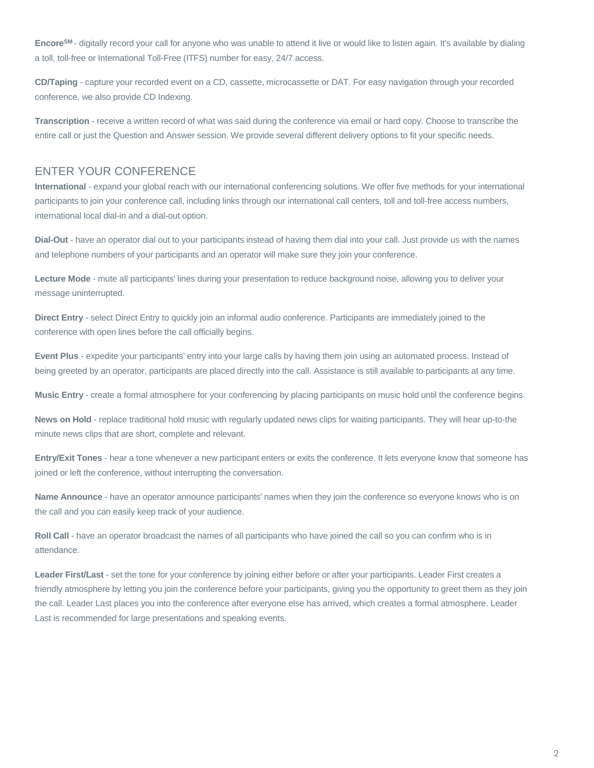**Encore** - digitally record your call for anyone who was unable to attend it live or would like to listen again. It's available by dialing a toll, toll-free or International Toll-Free (ITFS) number for easy, 24/7 access.

**CD/Taping** - capture your recorded event on a CD, cassette, microcassette or DAT. For easy navigation through your recorded conference, we also provide CD Indexing.

**Transcription** - receive a written record of what was said during the conference via email or hard copy. Choose to transcribe the entire call or just the Question and Answer session. We provide several different delivery options to fit your specific needs.

## ENTER YOUR CONFERENCE

**International** - expand your global reach with our international conferencing solutions. We offer five methods for your international participants to join your conference call, including links through our international call centers, toll and toll-free access numbers, international local dial-in and a dial-out option.

**Dial-Out** - have an operator dial out to your participants instead of having them dial into your call. Just provide us with the names and telephone numbers of your participants and an operator will make sure they join your conference.

**Lecture Mode** - mute all participants' lines during your presentation to reduce background noise, allowing you to deliver your message uninterrupted.

**Direct Entry** - select Direct Entry to quickly join an informal audio conference. Participants are immediately joined to the conference with open lines before the call officially begins.

**Event Plus** - expedite your participants' entry into your large calls by having them join using an automated process. Instead of being greeted by an operator, participants are placed directly into the call. Assistance is still available to participants at any time.

**Music Entry** - create a formal atmosphere for your conferencing by placing participants on music hold until the conference begins.

**News on Hold** - replace traditional hold music with regularly updated news clips for waiting participants. They will hear up-to-the minute news clips that are short, complete and relevant.

**Entry/Exit Tones** - hear a tone whenever a new participant enters or exits the conference. It lets everyone know that someone has joined or left the conference, without interrupting the conversation.

**Name Announce** - have an operator announce participants' names when they join the conference so everyone knows who is on the call and you can easily keep track of your audience.

**Roll Call** - have an operator broadcast the names of all participants who have joined the call so you can confirm who is in attendance.

**Leader First/Last** - set the tone for your conference by joining either before or after your participants. Leader First creates a friendly atmosphere by letting you join the conference before your participants, giving you the opportunity to greet them as they join the call. Leader Last places you into the conference after everyone else has arrived, which creates a formal atmosphere. Leader Last is recommended for large presentations and speaking events.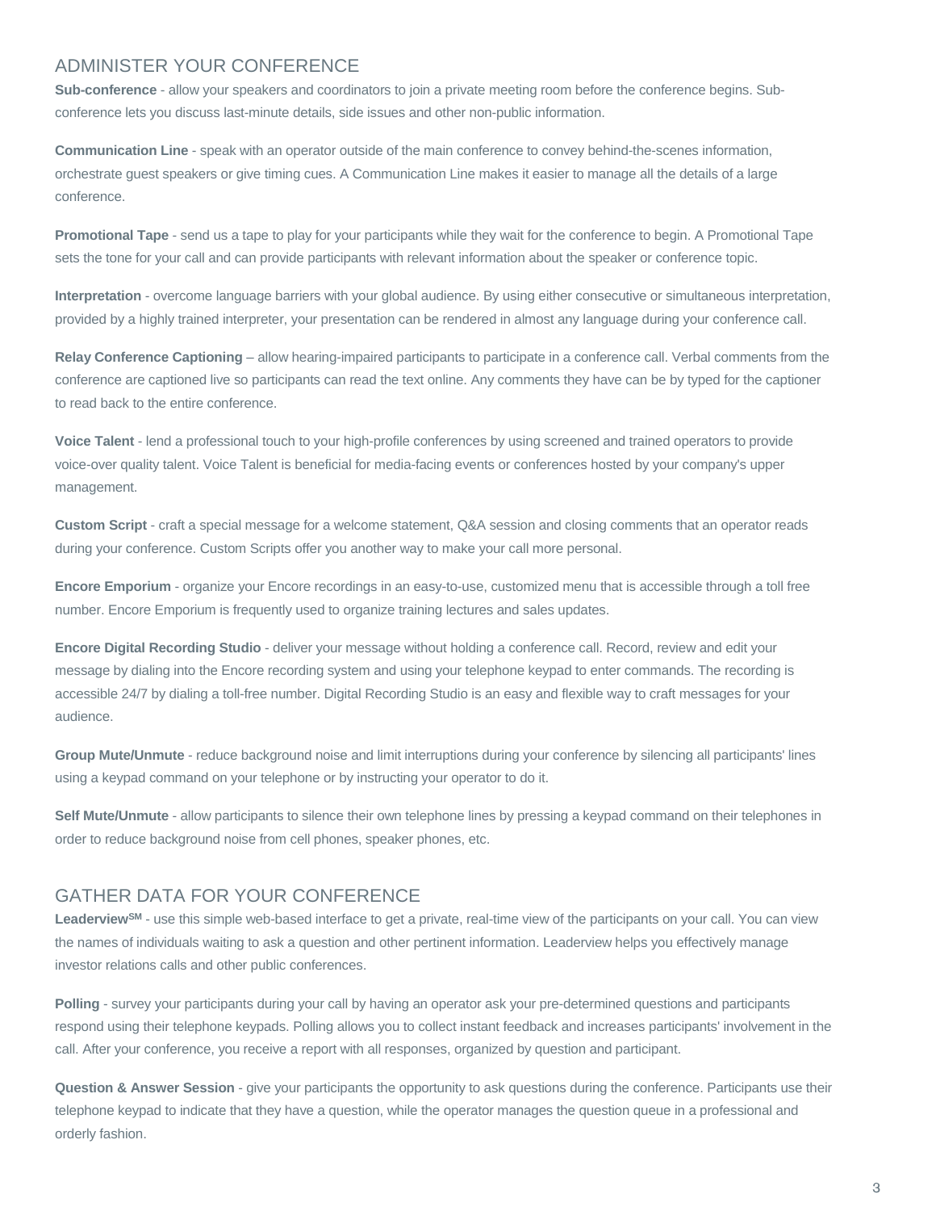## ADMINISTER YOUR CONFERENCE

**Sub-conference** - allow your speakers and coordinators to join a private meeting room before the conference begins. Sub-conference lets you discuss last-minute details, side issues and other non-public information.

**Communication Line** - speak with an operator outside of the main conference to convey behind-the-scenes information, orchestrate guest speakers or give timing cues. A Communication Line makes it easier to manage all the details of a large conference.

**Promotional Tape** - send us a tape to play for your participants while they wait for the conference to begin. A Promotional Tape sets the tone for your call and can provide participants with relevant information about the speaker or conference topic.

**Interpretation** - overcome language barriers with your global audience. By using either consecutive or simultaneous interpretation, provided by a highly trained interpreter, your presentation can be rendered in almost any language during your conference call.

**Relay Conference Captioning** – allow hearing-impaired participants to participate in a conference call. Verbal comments from the conference are captioned live so participants can read the text online. Any comments they have can be by typed for the captioner to read back to the entire conference.

**Voice Talent** - lend a professional touch to your high-profile conferences by using screened and trained operators to provide voice-over quality talent. Voice Talent is beneficial for media-facing events or conferences hosted by your company's upper management.

**Custom Script** - craft a special message for a welcome statement, Q&A session and closing comments that an operator reads during your conference. Custom Scripts offer you another way to make your call more personal.

**Encore Emporium** - organize your Encore recordings in an easy-to-use, customized menu that is accessible through a toll free number. Encore Emporium is frequently used to organize training lectures and sales updates.

**Encore Digital Recording Studio** - deliver your message without holding a conference call. Record, review and edit your message by dialing into the Encore recording system and using your telephone keypad to enter commands. The recording is accessible 24/7 by dialing a toll-free number. Digital Recording Studio is an easy and flexible way to craft messages for your audience.

**Group Mute/Unmute** - reduce background noise and limit interruptions during your conference by silencing all participants' lines using a keypad command on your telephone or by instructing your operator to do it.

**Self Mute/Unmute** - allow participants to silence their own telephone lines by pressing a keypad command on their telephones in order to reduce background noise from cell phones, speaker phones, etc.

## GATHER DATA FOR YOUR CONFERENCE

**Leaderview℠** - use this simple web-based interface to get a private, real-time view of the participants on your call. You can view the names of individuals waiting to ask a question and other pertinent information. Leaderview helps you effectively manage investor relations calls and other public conferences.

**Polling** - survey your participants during your call by having an operator ask your pre-determined questions and participants respond using their telephone keypads. Polling allows you to collect instant feedback and increases participants' involvement in the call. After your conference, you receive a report with all responses, organized by question and participant.

**Question & Answer Session** - give your participants the opportunity to ask questions during the conference. Participants use their telephone keypad to indicate that they have a question, while the operator manages the question queue in a professional and orderly fashion.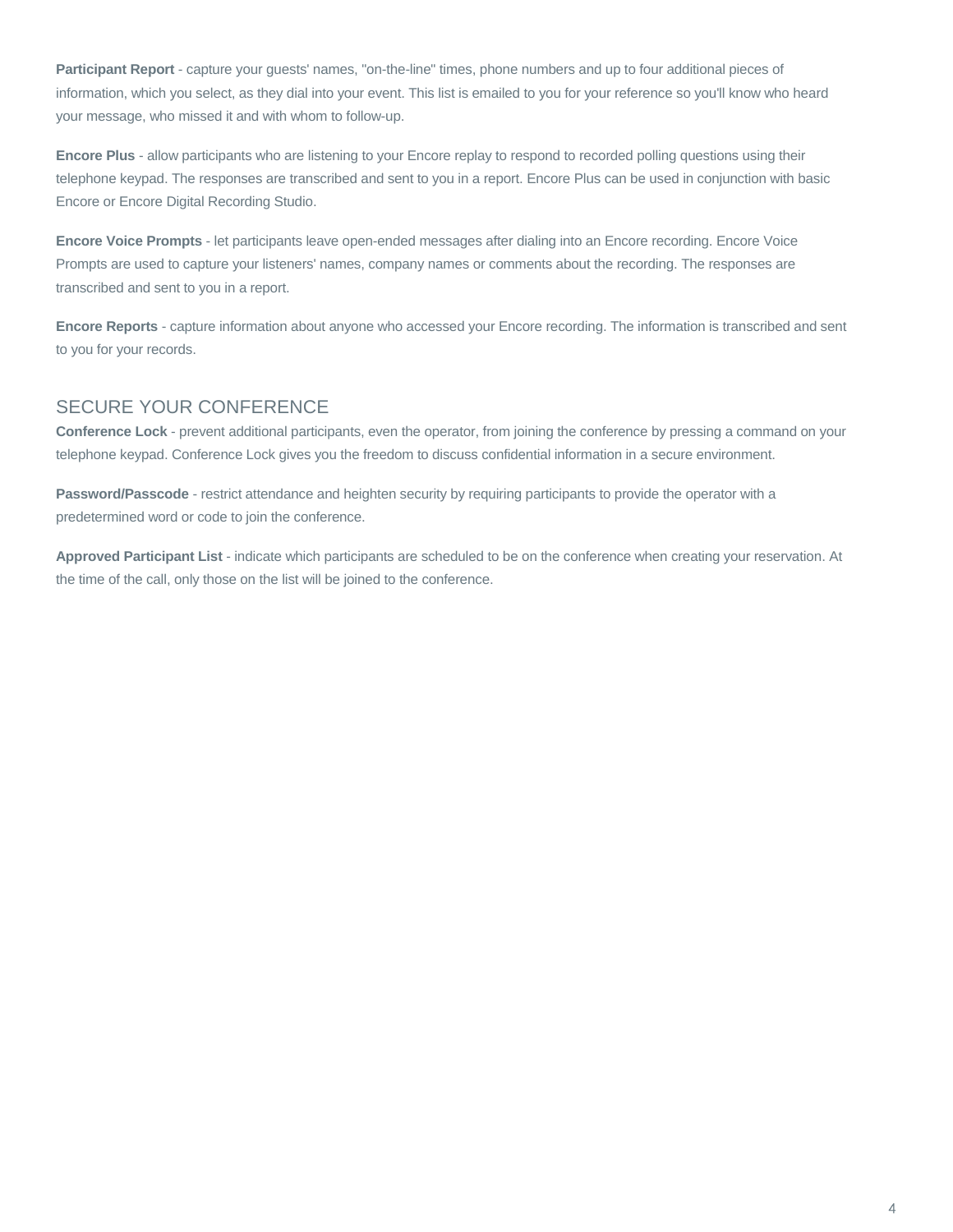**Participant Report** - capture your guests' names, "on-the-line" times, phone numbers and up to four additional pieces of information, which you select, as they dial into your event. This list is emailed to you for your reference so you'll know who heard your message, who missed it and with whom to follow-up.

**Encore Plus** - allow participants who are listening to your Encore replay to respond to recorded polling questions using their telephone keypad. The responses are transcribed and sent to you in a report. Encore Plus can be used in conjunction with basic Encore or Encore Digital Recording Studio.

**Encore Voice Prompts** - let participants leave open-ended messages after dialing into an Encore recording. Encore Voice Prompts are used to capture your listeners' names, company names or comments about the recording. The responses are transcribed and sent to you in a report.

**Encore Reports** - capture information about anyone who accessed your Encore recording. The information is transcribed and sent to you for your records.

## SECURE YOUR CONFERENCE

**Conference Lock** - prevent additional participants, even the operator, from joining the conference by pressing a command on your telephone keypad. Conference Lock gives you the freedom to discuss confidential information in a secure environment.

**Password/Passcode** - restrict attendance and heighten security by requiring participants to provide the operator with a predetermined word or code to join the conference.

**Approved Participant List** - indicate which participants are scheduled to be on the conference when creating your reservation. At the time of the call, only those on the list will be joined to the conference.